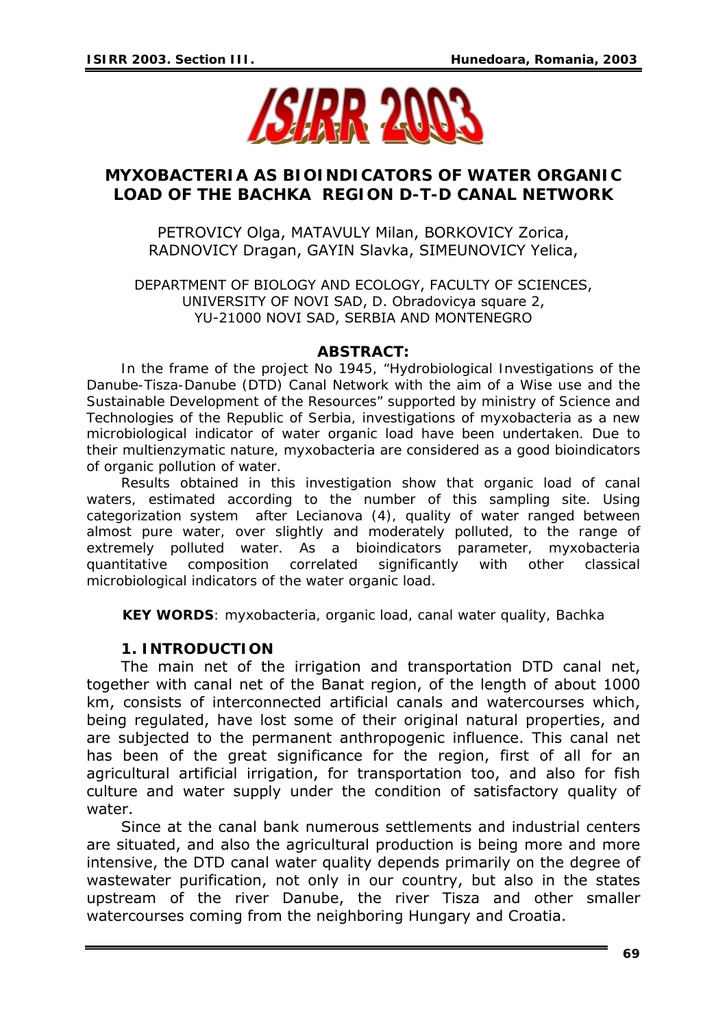# MYXOBACTERIA AS BIOINDICATORS OF WATER ORGANIC LOAD OF THE BACHKA REGION D-T-D CANAL NETWORK

PETROVICY Olga, MATAVULY Milan, BORKOVICY Zorica, RADNOVICY Dragan, GAYIN Slavka, SIMEUNOVICY Yelica,

DEPARTMENT OF BIOLOGY AND ECOLOGY, FACULTY OF SCIENCES, UNIVERSITY OF NOVI SAD, D. Obradovicya square 2, YU-21000 NOVI SAD, SERBIA AND MONTENEGRO

## ABSTRACT:

*In the frame of the project No 1945, "Hydrobiological Investigations of the Danube-Tisza-Danube (DTD) Canal Network with the aim of a Wise use and the Sustainable Development of the Resources" supported by ministry of Science and Technologies of the Republic of Serbia, investigations of myxobacteria as a new microbiological indicator of water organic load have been undertaken. Due to their multienzymatic nature, myxobacteria are considered as a good bioindicators of organic pollution of water.*

*Results obtained in this investigation show that organic load of canal waters, estimated according to the number of this sampling site. Using categorization system after Lecianova (4), quality of water ranged between almost pure water, over slightly and moderately polluted, to the range of extremely polluted water. As a bioindicators parameter, myxobacteria quantitative composition correlated significantly with other classical microbiological indicators of the water organic load.*

**KEY WORDS**: *myxobacteria, organic load, canal water quality, Bachka*

## 1. INTRODUCTION

The main net of the irrigation and transportation DTD canal net, together with canal net of the Banat region, of the length of about 1000 km, consists of interconnected artificial canals and watercourses which, being regulated, have lost some of their original natural properties, and are subjected to the permanent anthropogenic influence. This canal net has been of the great significance for the region, first of all for an agricultural artificial irrigation, for transportation too, and also for fish culture and water supply under the condition of satisfactory quality of water.

Since at the canal bank numerous settlements and industrial centers are situated, and also the agricultural production is being more and more intensive, the DTD canal water quality depends primarily on the degree of wastewater purification, not only in our country, but also in the states upstream of the river Danube, the river Tisza and other smaller watercourses coming from the neighboring Hungary and Croatia.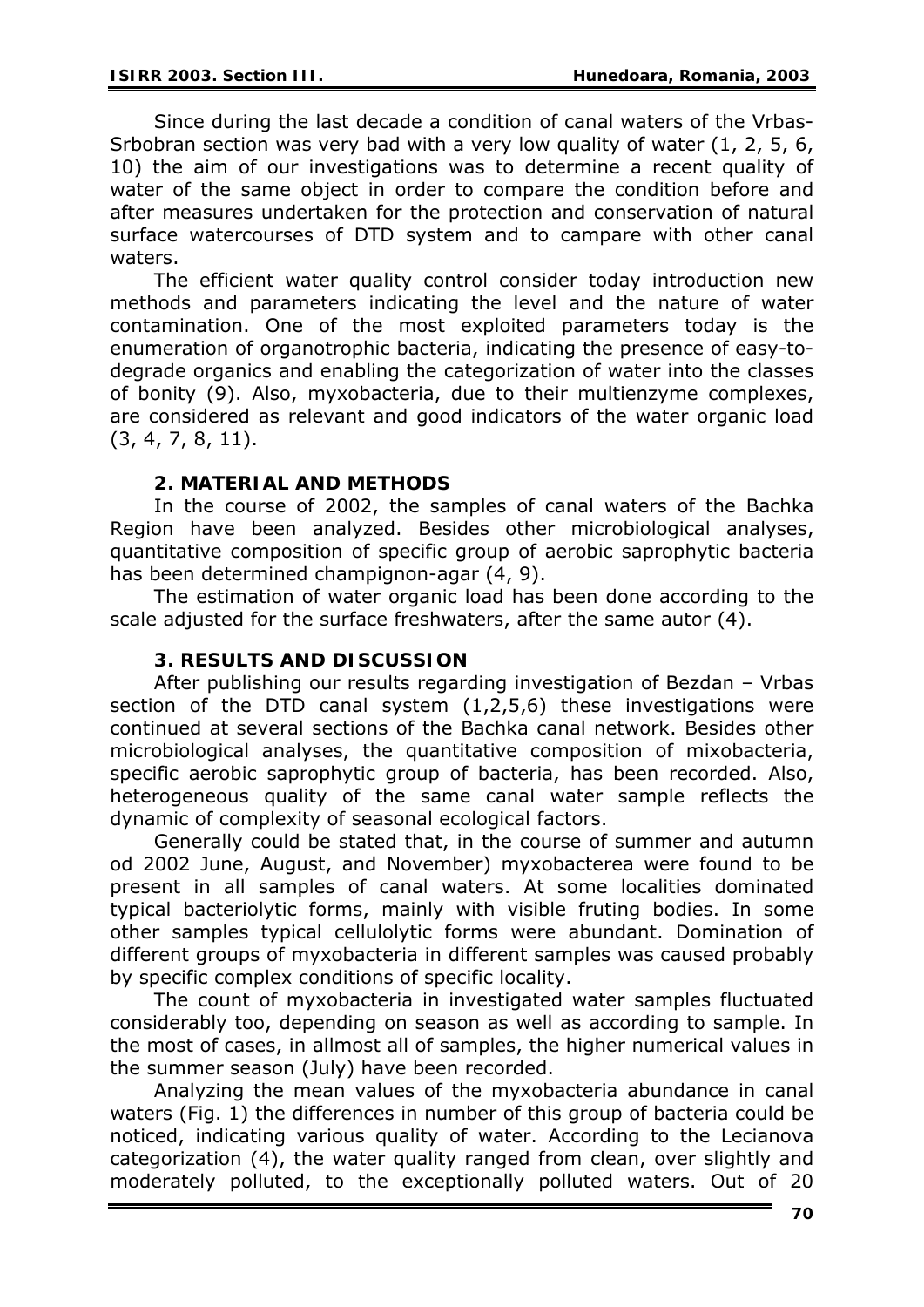Since during the last decade a condition of canal waters of the Vrbas-Srbobran section was very bad with a very low quality of water (1, 2, 5, 6, 10) the aim of our investigations was to determine a recent quality of water of the same object in order to compare the condition before and after measures undertaken for the protection and conservation of natural surface watercourses of DTD system and to campare with other canal waters.

The efficient water quality control consider today introduction new methods and parameters indicating the level and the nature of water contamination. One of the most exploited parameters today is the enumeration of organotrophic bacteria, indicating the presence of easy-to-degrade organics and enabling the categorization of water into the classes of bonity (9). Also, myxobacteria, due to their multienzyme complexes, are considered as relevant and good indicators of the water organic load (3, 4, 7, 8, 11).

## 2. MATERIAL AND METHODS

In the course of 2002, the samples of canal waters of the Bachka Region have been analyzed. Besides other microbiological analyses, quantitative composition of specific group of aerobic saprophytic bacteria has been determined champignon-agar (4, 9).

The estimation of water organic load has been done according to the scale adjusted for the surface freshwaters, after the same autor (4).

## 3. RESULTS AND DISCUSSION

After publishing our results regarding investigation of Bezdan – Vrbas section of the DTD canal system (1,2,5,6) these investigations were continued at several sections of the Bachka canal network. Besides other microbiological analyses, the quantitative composition of mixobacteria, specific aerobic saprophytic group of bacteria, has been recorded. Also, heterogeneous quality of the same canal water sample reflects the dynamic of complexity of seasonal ecological factors.

Generally could be stated that, in the course of summer and autumn od 2002 June, August, and November) myxobacterea were found to be present in all samples of canal waters. At some localities dominated typical bacteriolytic forms, mainly with visible fruting bodies. In some other samples typical cellulolytic forms were abundant. Domination of different groups of myxobacteria in different samples was caused probably by specific complex conditions of specific locality.

The count of myxobacteria in investigated water samples fluctuated considerably too, depending on season as well as according to sample. In the most of cases, in allmost all of samples, the higher numerical values in the summer season (July) have been recorded.

Analyzing the mean values of the myxobacteria abundance in canal waters (Fig. 1) the differences in number of this group of bacteria could be noticed, indicating various quality of water. According to the Lecianova categorization (4), the water quality ranged from clean, over slightly and moderately polluted, to the exceptionally polluted waters. Out of 20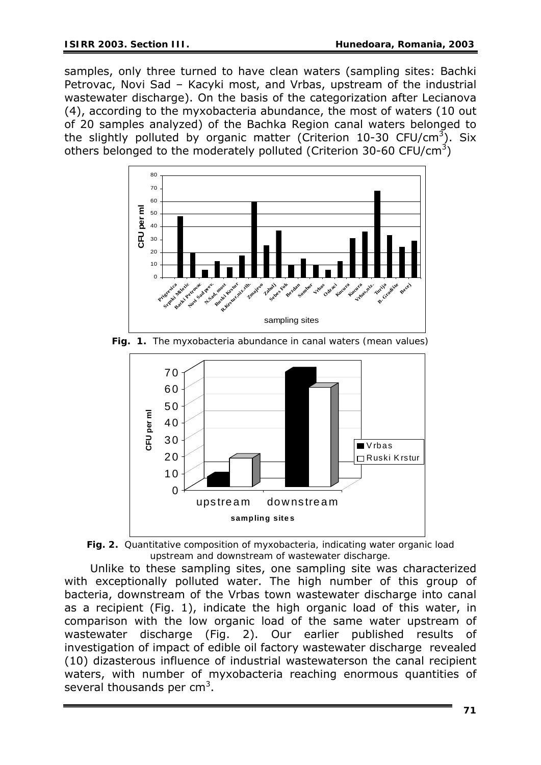samples, only three turned to have clean waters (sampling sites: Bachki Petrovac, Novi Sad – Kacyki most, and Vrbas, upstream of the industrial wastewater discharge). On the basis of the categorization after Lecianova (4), according to the myxobacteria abundance, the most of waters (10 out of 20 samples analyzed) of the Bachka Region canal waters belonged to the slightly polluted by organic matter (Criterion 10-30 CFU/$cm^3$). Six others belonged to the moderately polluted (Criterion 30-60 CFU/$cm^3$)

**Fig. 1.** The myxobacteria abundance in canal waters (mean values)

**Fig. 2.** Quantitative composition of myxobacteria, indicating water organic load upstream and downstream of wastewater discharge.

Unlike to these sampling sites, one sampling site was characterized with exceptionally polluted water. The high number of this group of bacteria, downstream of the Vrbas town wastewater discharge into canal as a recipient (Fig. 1), indicate the high organic load of this water, in comparison with the low organic load of the same water upstream of wastewater discharge (Fig. 2). Our earlier published results of investigation of impact of edible oil factory wastewater discharge revealed (10) dizasterous influence of industrial wastewaterson the canal recipient waters, with number of myxobacteria reaching enormous quantities of several thousands per $cm^3$.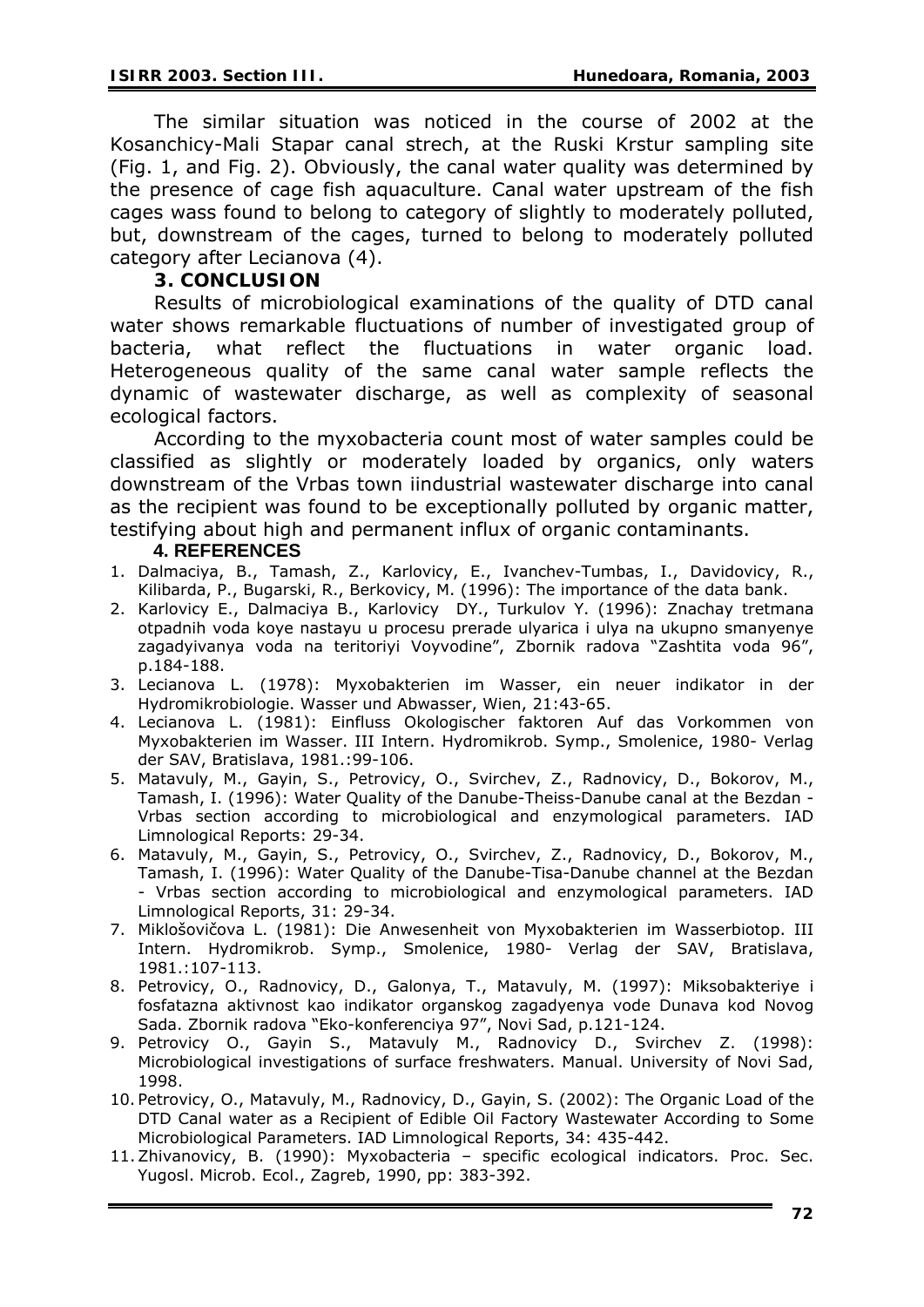The similar situation was noticed in the course of 2002 at the Kosanchicy-Mali Stapar canal strech, at the Ruski Krstur sampling site (Fig. 1, and Fig. 2). Obviously, the canal water quality was determined by the presence of cage fish aquaculture. Canal water upstream of the fish cages wass found to belong to category of slightly to moderately polluted, but, downstream of the cages, turned to belong to moderately polluted category after Lecianova (4).

## 3. CONCLUSION

Results of microbiological examinations of the quality of DTD canal water shows remarkable fluctuations of number of investigated group of bacteria, what reflect the fluctuations in water organic load. Heterogeneous quality of the same canal water sample reflects the dynamic of wastewater discharge, as well as complexity of seasonal ecological factors.

According to the myxobacteria count most of water samples could be classified as slightly or moderately loaded by organics, only waters downstream of the Vrbas town iindustrial wastewater discharge into canal as the recipient was found to be exceptionally polluted by organic matter, testifying about high and permanent influx of organic contaminants.

## 4. REFERENCES

1. Dalmaciya, B., Tamash, Z., Karlovicy, E., Ivanchev-Tumbas, I., Davidovicy, R., Kilibarda, P., Bugarski, R., Berkovicy, M. (1996): The importance of the data bank.
2. Karlovicy E., Dalmaciya B., Karlovicy DY., Turkulov Y. (1996): Znachay tretmana otpadnih voda koye nastayu u procesu prerade ulyarica i ulya na ukupno smanyenye zagadyivanya voda na teritoriyi Voyvodine", Zbornik radova "Zashtita voda 96", p.184-188.
3. Lecianova L. (1978): Myxobakterien im Wasser, ein neuer indikator in der Hydromikrobiologie. Wasser und Abwasser, Wien, 21:43-65.
4. Lecianova L. (1981): Einfluss Okologischer faktoren Auf das Vorkommen von Myxobakterien im Wasser. III Intern. Hydromikrob. Symp., Smolenice, 1980- Verlag der SAV, Bratislava, 1981.:99-106.
5. Matavuly, M., Gayin, S., Petrovicy, O., Svirchev, Z., Radnovicy, D., Bokorov, M., Tamash, I. (1996): Water Quality of the Danube-Theiss-Danube canal at the Bezdan - Vrbas section according to microbiological and enzymological parameters. IAD Limnological Reports: 29-34.
6. Matavuly, M., Gayin, S., Petrovicy, O., Svirchev, Z., Radnovicy, D., Bokorov, M., Tamash, I. (1996): Water Quality of the Danube-Tisa-Danube channel at the Bezdan - Vrbas section according to microbiological and enzymological parameters. IAD Limnological Reports, 31: 29-34.
7. Miklošovičova L. (1981): Die Anwesenheit von Myxobakterien im Wasserbiotop. III Intern. Hydromikrob. Symp., Smolenice, 1980- Verlag der SAV, Bratislava, 1981.:107-113.
8. Petrovicy, O., Radnovicy, D., Galonya, T., Matavuly, M. (1997): Miksobakteriye i fosfatazna aktivnost kao indikator organskog zagadyenya vode Dunava kod Novog Sada. Zbornik radova "Eko-konferenciya 97", Novi Sad, p.121-124.
9. Petrovicy O., Gayin S., Matavuly M., Radnovicy D., Svirchev Z. (1998): Microbiological investigations of surface freshwaters. Manual. University of Novi Sad, 1998.
10. Petrovicy, O., Matavuly, M., Radnovicy, D., Gayin, S. (2002): The Organic Load of the DTD Canal water as a Recipient of Edible Oil Factory Wastewater According to Some Microbiological Parameters. IAD Limnological Reports, 34: 435-442.
11. Zhivanovicy, B. (1990): Myxobacteria – specific ecological indicators. Proc. Sec. Yugosl. Microb. Ecol., Zagreb, 1990, pp: 383-392.